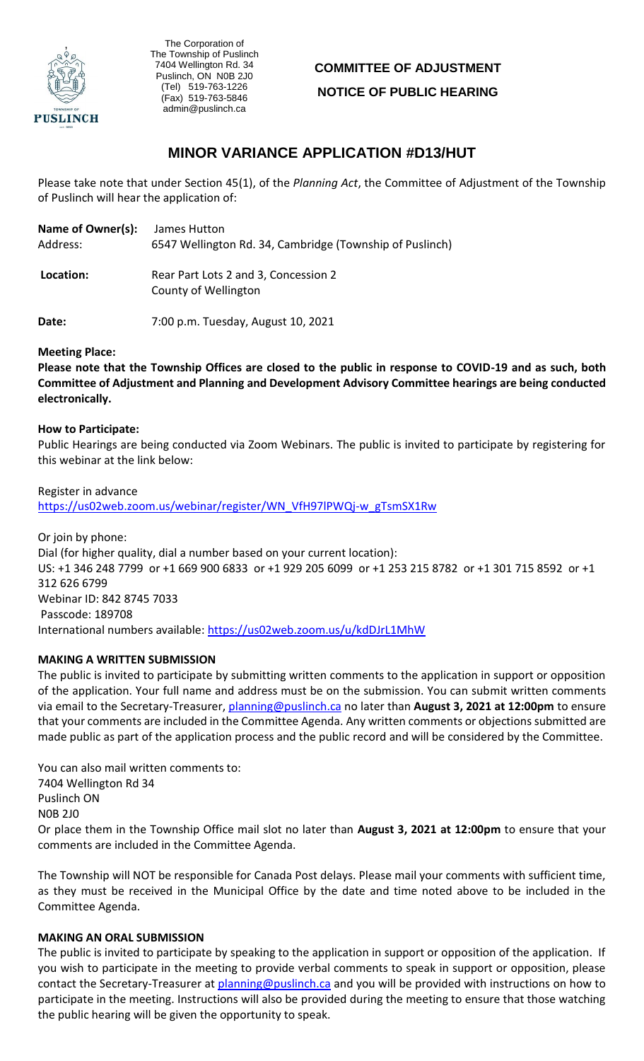The Corporation of
The Township of Puslinch
7404 Wellington Rd. 34
Puslinch, ON N0B 2J0
(Tel) 519-763-1226
(Fax) 519-763-5846
admin@puslinch.ca

**COMMITTEE OF ADJUSTMENT**

**NOTICE OF PUBLIC HEARING**

# MINOR VARIANCE APPLICATION #D13/HUT

Please take note that under Section 45(1), of the *Planning Act*, the Committee of Adjustment of the Township of Puslinch will hear the application of:

**Name of Owner(s):** James Hutton
Address: 6547 Wellington Rd. 34, Cambridge (Township of Puslinch)

**Location:** Rear Part Lots 2 and 3, Concession 2
County of Wellington

**Date:** 7:00 p.m. Tuesday, August 10, 2021

**Meeting Place:**

**Please note that the Township Offices are closed to the public in response to COVID-19 and as such, both Committee of Adjustment and Planning and Development Advisory Committee hearings are being conducted electronically.**

**How to Participate:**

Public Hearings are being conducted via Zoom Webinars. The public is invited to participate by registering for this webinar at the link below:

Register in advance
https://us02web.zoom.us/webinar/register/WN_VfH97lPWQj-w_gTsmSX1Rw

Or join by phone:
Dial (for higher quality, dial a number based on your current location):
US: +1 346 248 7799 or +1 669 900 6833 or +1 929 205 6099 or +1 253 215 8782 or +1 301 715 8592 or +1 312 626 6799
Webinar ID: 842 8745 7033
Passcode: 189708
International numbers available: https://us02web.zoom.us/u/kdDJrL1MhW

**MAKING A WRITTEN SUBMISSION**

The public is invited to participate by submitting written comments to the application in support or opposition of the application. Your full name and address must be on the submission. You can submit written comments via email to the Secretary-Treasurer, planning@puslinch.ca no later than **August 3, 2021 at 12:00pm** to ensure that your comments are included in the Committee Agenda. Any written comments or objections submitted are made public as part of the application process and the public record and will be considered by the Committee.

You can also mail written comments to:
7404 Wellington Rd 34
Puslinch ON
N0B 2J0
Or place them in the Township Office mail slot no later than **August 3, 2021 at 12:00pm** to ensure that your comments are included in the Committee Agenda.

The Township will NOT be responsible for Canada Post delays. Please mail your comments with sufficient time, as they must be received in the Municipal Office by the date and time noted above to be included in the Committee Agenda.

**MAKING AN ORAL SUBMISSION**

The public is invited to participate by speaking to the application in support or opposition of the application. If you wish to participate in the meeting to provide verbal comments to speak in support or opposition, please contact the Secretary-Treasurer at planning@puslinch.ca and you will be provided with instructions on how to participate in the meeting. Instructions will also be provided during the meeting to ensure that those watching the public hearing will be given the opportunity to speak.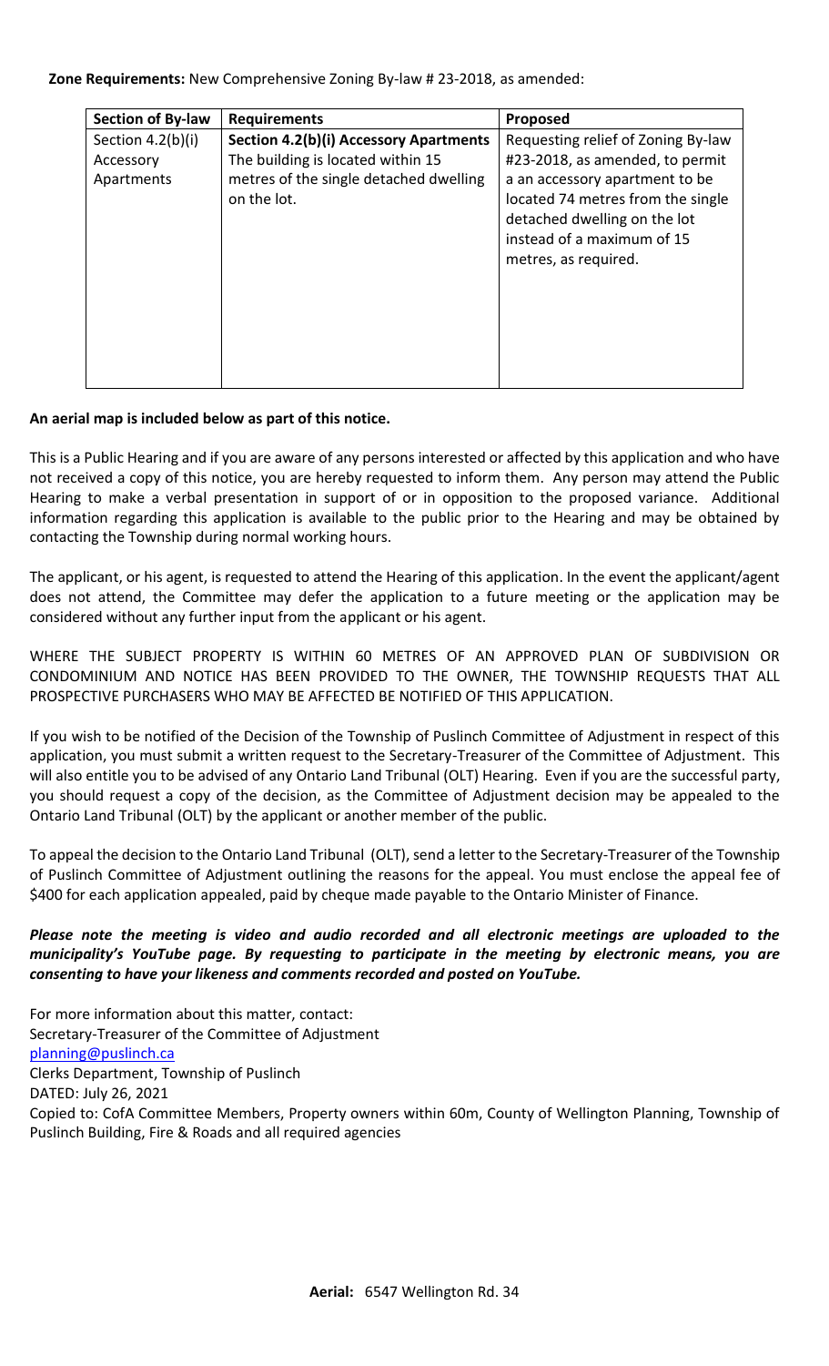**Zone Requirements:** New Comprehensive Zoning By-law # 23-2018, as amended:

| Section of By-law | Requirements | Proposed |
|---|---|---|
| Section 4.2(b)(i) Accessory Apartments | **Section 4.2(b)(i) Accessory Apartments** The building is located within 15 metres of the single detached dwelling on the lot. | Requesting relief of Zoning By-law #23-2018, as amended, to permit a an accessory apartment to be located 74 metres from the single detached dwelling on the lot instead of a maximum of 15 metres, as required. |

**An aerial map is included below as part of this notice.**

This is a Public Hearing and if you are aware of any persons interested or affected by this application and who have not received a copy of this notice, you are hereby requested to inform them. Any person may attend the Public Hearing to make a verbal presentation in support of or in opposition to the proposed variance. Additional information regarding this application is available to the public prior to the Hearing and may be obtained by contacting the Township during normal working hours.

The applicant, or his agent, is requested to attend the Hearing of this application. In the event the applicant/agent does not attend, the Committee may defer the application to a future meeting or the application may be considered without any further input from the applicant or his agent.

WHERE THE SUBJECT PROPERTY IS WITHIN 60 METRES OF AN APPROVED PLAN OF SUBDIVISION OR CONDOMINIUM AND NOTICE HAS BEEN PROVIDED TO THE OWNER, THE TOWNSHIP REQUESTS THAT ALL PROSPECTIVE PURCHASERS WHO MAY BE AFFECTED BE NOTIFIED OF THIS APPLICATION.

If you wish to be notified of the Decision of the Township of Puslinch Committee of Adjustment in respect of this application, you must submit a written request to the Secretary-Treasurer of the Committee of Adjustment. This will also entitle you to be advised of any Ontario Land Tribunal (OLT) Hearing. Even if you are the successful party, you should request a copy of the decision, as the Committee of Adjustment decision may be appealed to the Ontario Land Tribunal (OLT) by the applicant or another member of the public.

To appeal the decision to the Ontario Land Tribunal (OLT), send a letter to the Secretary-Treasurer of the Township of Puslinch Committee of Adjustment outlining the reasons for the appeal. You must enclose the appeal fee of $400 for each application appealed, paid by cheque made payable to the Ontario Minister of Finance.

***Please note the meeting is video and audio recorded and all electronic meetings are uploaded to the municipality's YouTube page. By requesting to participate in the meeting by electronic means, you are consenting to have your likeness and comments recorded and posted on YouTube.***

For more information about this matter, contact:
Secretary-Treasurer of the Committee of Adjustment
planning@puslinch.ca
Clerks Department, Township of Puslinch
DATED: July 26, 2021
Copied to: CofA Committee Members, Property owners within 60m, County of Wellington Planning, Township of Puslinch Building, Fire & Roads and all required agencies

**Aerial:** 6547 Wellington Rd. 34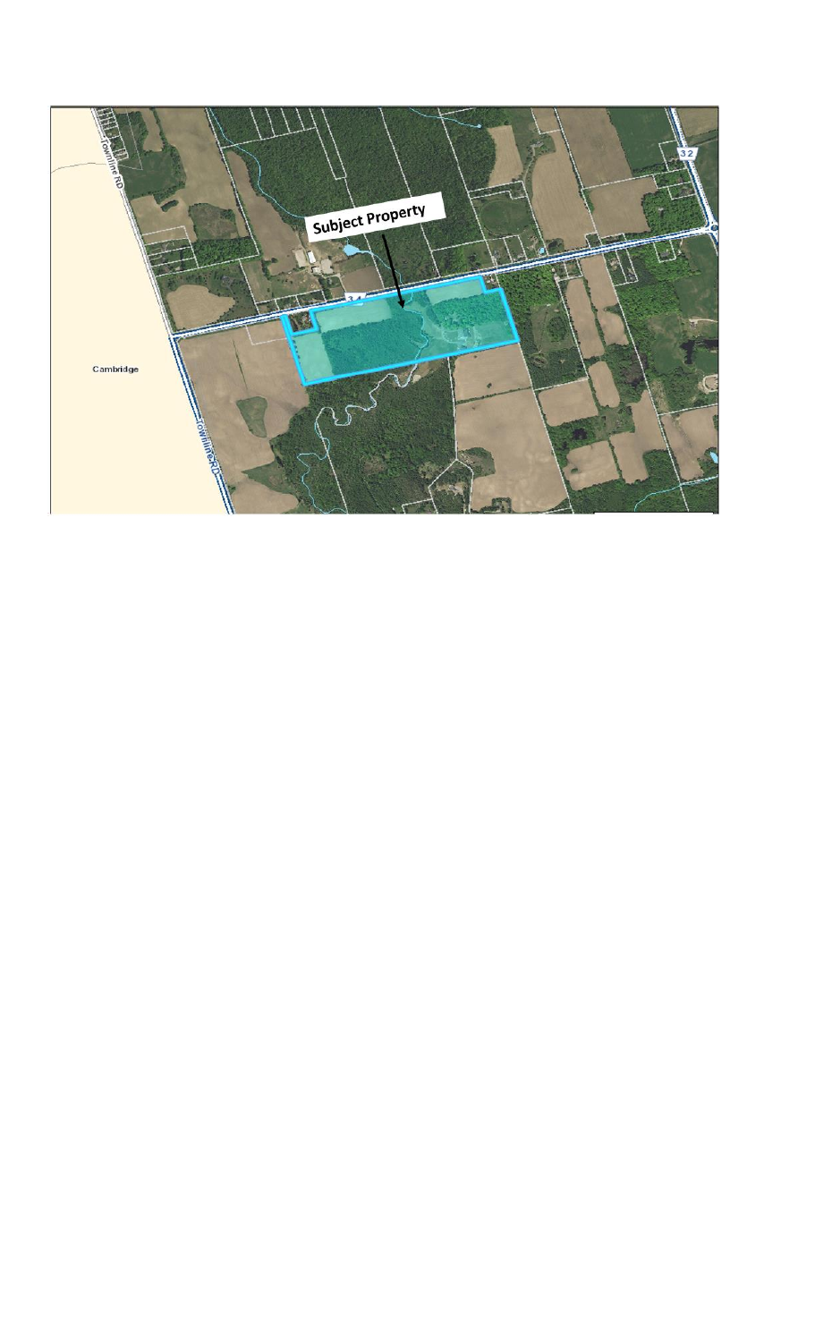Subject Property

Cambridge

Townline RD

Townline RD

34

32